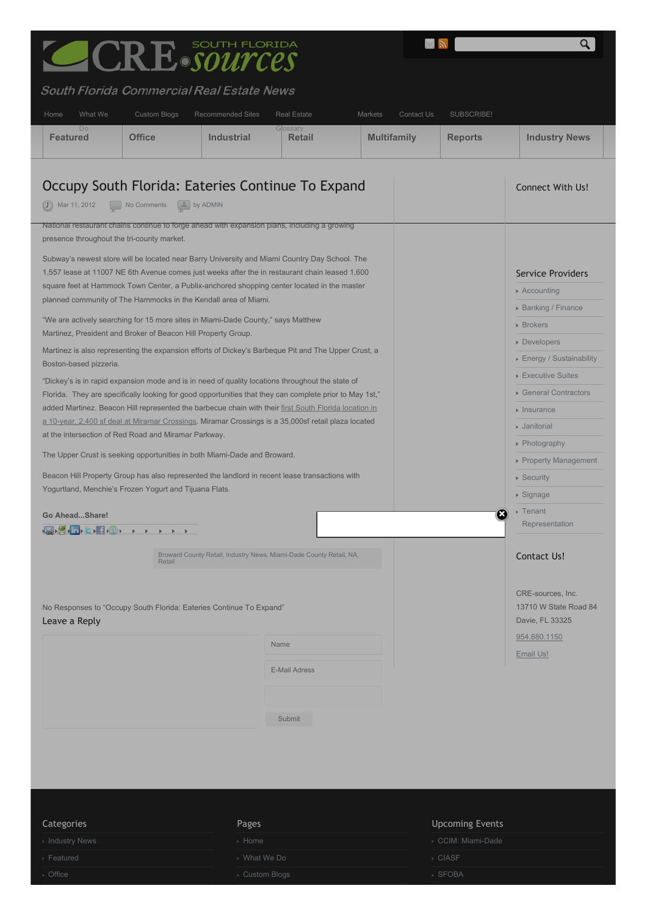# CRE SOUTH FLORIDA sources

*South Florida Commercial Real Estate News*

Home | What We Do | Custom Blogs | Recommended Sites | Real Estate Glossary | Markets | Contact Us | SUBSCRIBE!

Featured | Office | Industrial | Retail | Multifamily | Reports | Industry News

# Occupy South Florida: Eateries Continue To Expand

Mar 11, 2012 | No Comments | by ADMIN

National restaurant chains continue to forge ahead with expansion plans, including a growing presence throughout the tri-county market.

Subway's newest store will be located near Barry University and Miami Country Day School. The 1,557 lease at 11007 NE 6th Avenue comes just weeks after the in restaurant chain leased 1,600 square feet at Hammock Town Center, a Publix-anchored shopping center located in the master planned community of The Hammocks in the Kendall area of Miami.

"We are actively searching for 15 more sites in Miami-Dade County," says Matthew Martinez, President and Broker of Beacon Hill Property Group.

Martinez is also representing the expansion efforts of Dickey's Barbeque Pit and The Upper Crust, a Boston-based pizzeria.

"Dickey's is in rapid expansion mode and is in need of quality locations throughout the state of Florida. They are specifically looking for good opportunities that they can complete prior to May 1st," added Martinez. Beacon Hill represented the barbecue chain with their first South Florida location in a 10-year, 2,400 sf deal at Miramar Crossings. Miramar Crossings is a 35,000sf retail plaza located at the intersection of Red Road and Miramar Parkway.

The Upper Crust is seeking opportunities in both Miami-Dade and Broward.

Beacon Hill Property Group has also represented the landlord in recent lease transactions with Yogurtland, Menchie's Frozen Yogurt and Tijuana Flats.

**Go Ahead...Share!**

Broward County Retail, Industry News, Miami-Dade County Retail, NA, Retail

No Responses to "Occupy South Florida: Eateries Continue To Expand"

## Leave a Reply

Name

E-Mail Adress

Submit

## Connect With Us!

## Service Providers

- Accounting
- Banking / Finance
- Brokers
- Developers
- Energy / Sustainability
- Executive Suites
- General Contractors
- Insurance
- Janitorial
- Photography
- Property Management
- Security
- Signage
- Tenant Representation

## Contact Us!

CRE-sources, Inc.
13710 W State Road 84
Davie, FL 33325

954.880.1150

Email Us!

## Categories

- Industry News
- Featured
- Office

## Pages

- Home
- What We Do
- Custom Blogs

## Upcoming Events

- CCIM: Miami-Dade
- CIASF
- SFOBA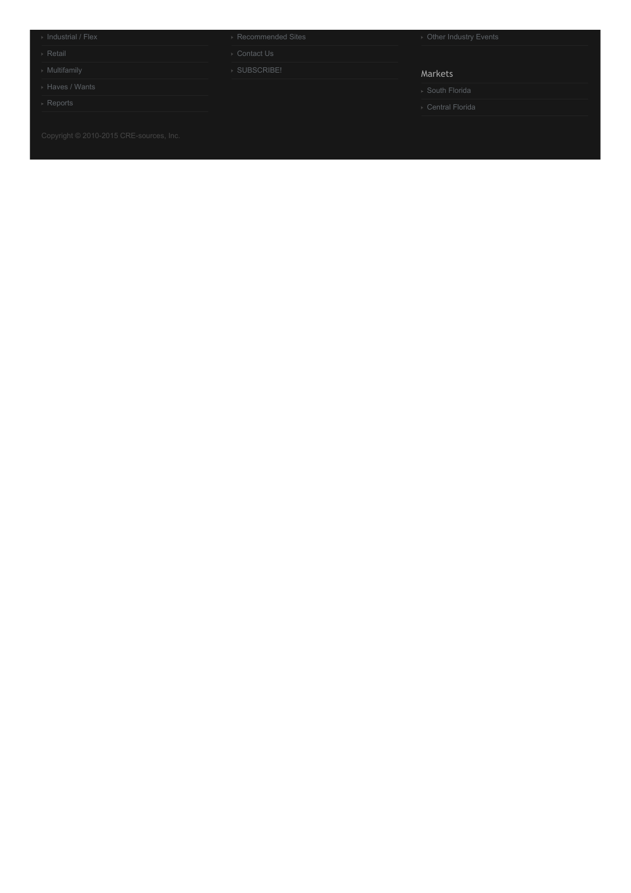- Industrial / Flex
- Retail
- Multifamily
- Haves / Wants
- Reports

- Recommended Sites
- Contact Us
- SUBSCRIBE!

- Other Industry Events

## Markets

- South Florida
- Central Florida

Copyright © 2010-2015 CRE-sources, Inc.